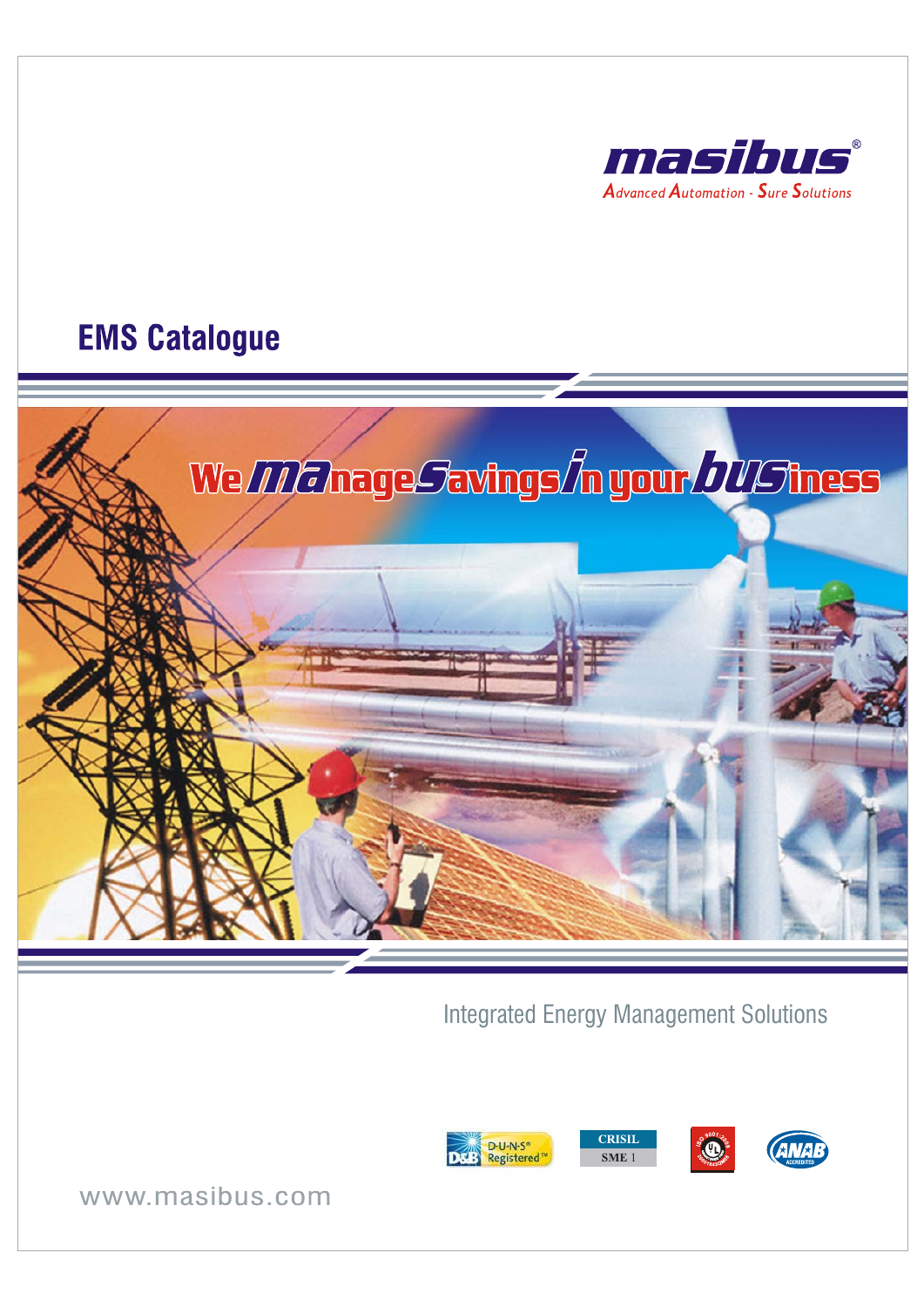**masibus®**

*Advanced Automation - Sure Solutions*

# EMS Catalogue

We manage Savings in your business

Integrated Energy Management Solutions

D-U-N-S® Registered™ | CRISIL SME 1 | ANAB ACCREDITED

www.masibus.com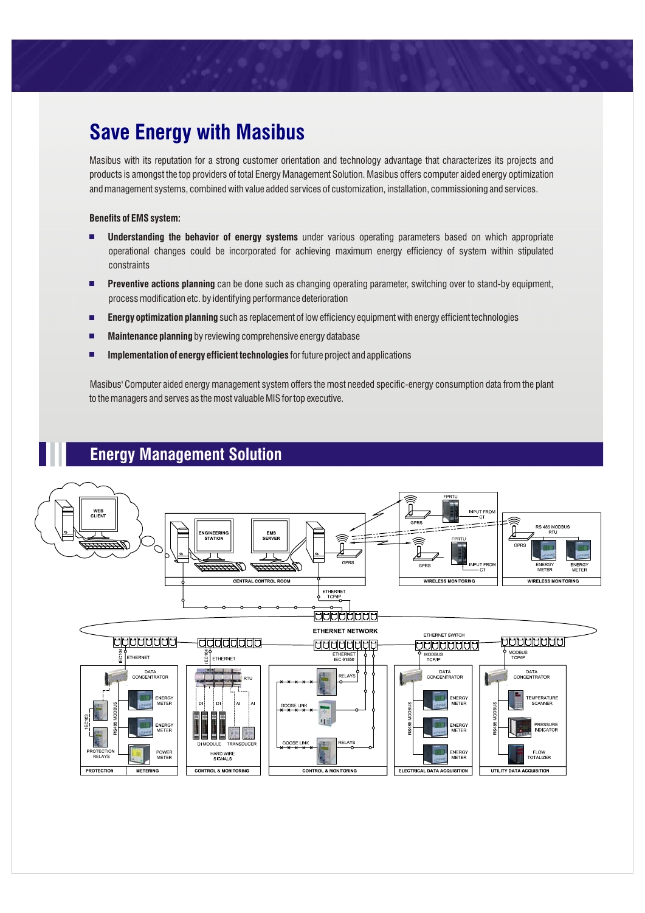# Save Energy with Masibus

Masibus with its reputation for a strong customer orientation and technology advantage that characterizes its projects and products is amongst the top providers of total Energy Management Solution. Masibus offers computer aided energy optimization and management systems, combined with value added services of customization, installation, commissioning and services.

**Benefits of EMS system:**

- **Understanding the behavior of energy systems** under various operating parameters based on which appropriate operational changes could be incorporated for achieving maximum energy efficiency of system within stipulated constraints
- **Preventive actions planning** can be done such as changing operating parameter, switching over to stand-by equipment, process modification etc. by identifying performance deterioration
- **Energy optimization planning** such as replacement of low efficiency equipment with energy efficient technologies
- **Maintenance planning** by reviewing comprehensive energy database
- **Implementation of energy efficient technologies** for future project and applications

Masibus' Computer aided energy management system offers the most needed specific-energy consumption data from the plant to the managers and serves as the most valuable MIS for top executive.

## Energy Management Solution

WEB CLIENT
ENGINEERING STATION
EMS SERVER
GPRS
CENTRAL CONTROL ROOM
FPRTU
INPUT FROM CT
GPRS
FPRTU
INPUT FROM CT
GPRS
WIRELESS MONITORING
RS 485 MODBUS RTU
GPRS
ENERGY METER
ENERGY METER
WIRELESS MONITORING
ETHERNET TCP/IP
ETHERNET NETWORK
ETHERNET SWITCH
IEC104 ETHERNET
IEC104 ETHERNET
ETHERNET IEC 61850
MODBUS TCP/IP
MODBUS TCP/IP
DATA CONCENTRATOR
ENERGY METER
ENERGY METER
POWER METER
IEC103
RS485 MODBUS
PROTECTION RELAYS
PROTECTION
METERING
RTU
DI DI AI AI
DI MODULE
TRANSDUCER
HARD WIRE SIGNALS
CONTROL & MONITORING
RELAYS
GOOSE LINK
GOOSE LINK
RELAYS
CONTROL & MONITORING
DATA CONCENTRATOR
RS485 MODBUS
ENERGY METER
ENERGY METER
ENERGY METER
ELECTRICAL DATA ACQUISITION
DATA CONCENTRATOR
RS485 MODBUS
TEMPERATURE SCANNER
PRESSURE INDICATOR
FLOW TOTALIZER
UTILITY DATA ACQUISITION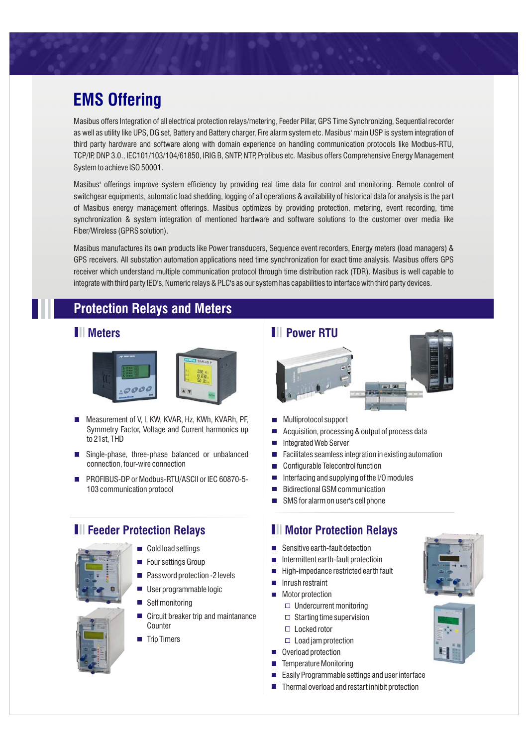# EMS Offering

Masibus offers Integration of all electrical protection relays/metering, Feeder Pillar, GPS Time Synchronizing, Sequential recorder as well as utility like UPS, DG set, Battery and Battery charger, Fire alarm system etc. Masibus' main USP is system integration of third party hardware and software along with domain experience on handling communication protocols like Modbus-RTU, TCP/IP, DNP 3.0., IEC101/103/104/61850, IRIG B, SNTP, NTP, Profibus etc. Masibus offers Comprehensive Energy Management System to achieve ISO 50001.

Masibus' offerings improve system efficiency by providing real time data for control and monitoring. Remote control of switchgear equipments, automatic load shedding, logging of all operations & availability of historical data for analysis is the part of Masibus energy management offerings. Masibus optimizes by providing protection, metering, event recording, time synchronization & system integration of mentioned hardware and software solutions to the customer over media like Fiber/Wireless (GPRS solution).

Masibus manufactures its own products like Power transducers, Sequence event recorders, Energy meters (load managers) & GPS receivers. All substation automation applications need time synchronization for exact time analysis. Masibus offers GPS receiver which understand multiple communication protocol through time distribution rack (TDR). Masibus is well capable to integrate with third party IED's, Numeric relays & PLC's as our system has capabilities to interface with third party devices.

## Protection Relays and Meters

### Meters

- Measurement of V, I, KW, KVAR, Hz, KWh, KVARh, PF, Symmetry Factor, Voltage and Current harmonics up to 21st, THD
- Single-phase, three-phase balanced or unbalanced connection, four-wire connection
- PROFIBUS-DP or Modbus-RTU/ASCII or IEC 60870-5-103 communication protocol

### Power RTU

- Multiprotocol support
- Acquisition, processing & output of process data
- Integrated Web Server
- Facilitates seamless integration in existing automation
- Configurable Telecontrol function
- Interfacing and supplying of the I/O modules
- Bidirectional GSM communication
- SMS for alarm on user's cell phone

### Feeder Protection Relays

- Cold load settings
- Four settings Group
- Password protection -2 levels
- User programmable logic
- Self monitoring
- Circuit breaker trip and maintanance Counter
- Trip Timers

### Motor Protection Relays

- Sensitive earth-fault detection
- Intermittent earth-fault protection
- High-impedance restricted earth fault
- Inrush restraint
- Motor protection
  - Undercurrent monitoring
  - Starting time supervision
  - Locked rotor
  - Load jam protection
- Overload protection
- Temperature Monitoring
- Easily Programmable settings and user interface
- Thermal overload and restart inhibit protection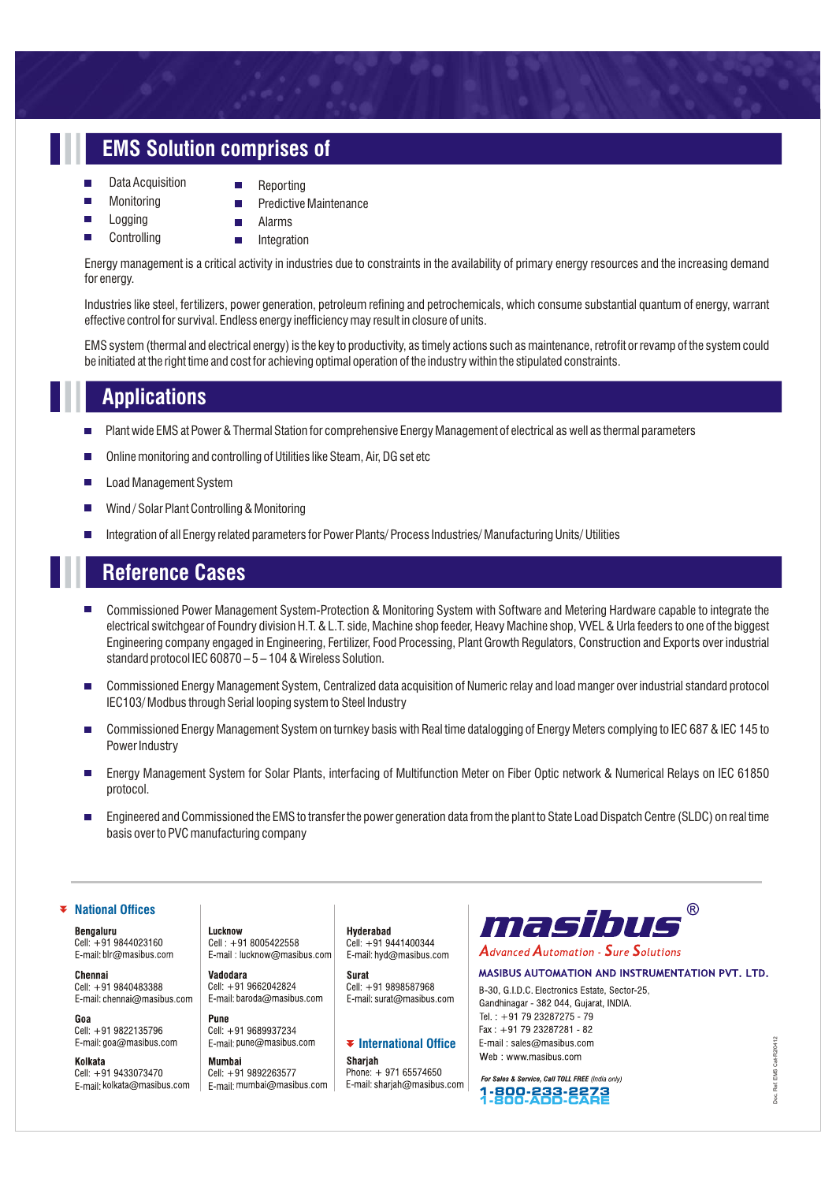## EMS Solution comprises of

- Data Acquisition
- Monitoring
- Logging
- Controlling
- Reporting
- Predictive Maintenance
- Alarms
- Integration

Energy management is a critical activity in industries due to constraints in the availability of primary energy resources and the increasing demand for energy.

Industries like steel, fertilizers, power generation, petroleum refining and petrochemicals, which consume substantial quantum of energy, warrant effective control for survival. Endless energy inefficiency may result in closure of units.

EMS system (thermal and electrical energy) is the key to productivity, as timely actions such as maintenance, retrofit or revamp of the system could be initiated at the right time and cost for achieving optimal operation of the industry within the stipulated constraints.

## Applications

- Plant wide EMS at Power & Thermal Station for comprehensive Energy Management of electrical as well as thermal parameters
- Online monitoring and controlling of Utilities like Steam, Air, DG set etc
- Load Management System
- Wind / Solar Plant Controlling & Monitoring
- Integration of all Energy related parameters for Power Plants/ Process Industries/ Manufacturing Units/ Utilities

## Reference Cases

- Commissioned Power Management System-Protection & Monitoring System with Software and Metering Hardware capable to integrate the electrical switchgear of Foundry division H.T. & L.T. side, Machine shop feeder, Heavy Machine shop, VVEL & Urla feeders to one of the biggest Engineering company engaged in Engineering, Fertilizer, Food Processing, Plant Growth Regulators, Construction and Exports over industrial standard protocol IEC 60870 – 5 – 104 & Wireless Solution.
- Commissioned Energy Management System, Centralized data acquisition of Numeric relay and load manger over industrial standard protocol IEC103/ Modbus through Serial looping system to Steel Industry
- Commissioned Energy Management System on turnkey basis with Real time datalogging of Energy Meters complying to IEC 687 & IEC 145 to Power Industry
- Energy Management System for Solar Plants, interfacing of Multifunction Meter on Fiber Optic network & Numerical Relays on IEC 61850 protocol.
- Engineered and Commissioned the EMS to transfer the power generation data from the plant to State Load Dispatch Centre (SLDC) on real time basis over to PVC manufacturing company

### National Offices

**Bengaluru**
Cell: +91 9844023160
E-mail: blr@masibus.com

**Chennai**
Cell: +91 9840483388
E-mail: chennai@masibus.com

**Goa**
Cell: +91 9822135796
E-mail: goa@masibus.com

**Kolkata**
Cell: +91 9433073470
E-mail: kolkata@masibus.com

**Lucknow**
Cell : +91 8005422558
E-mail : lucknow@masibus.com

**Vadodara**
Cell: +91 9662024824
E-mail: baroda@masibus.com

**Pune**
Cell: +91 9689937234
E-mail: pune@masibus.com

**Mumbai**
Cell: +91 9892263577
E-mail: mumbai@masibus.com

**Hyderabad**
Cell: +91 9441400344
E-mail: hyd@masibus.com

**Surat**
Cell: +91 9898587968
E-mail: surat@masibus.com

### International Office

**Sharjah**
Phone: + 971 65574650
E-mail: sharjah@masibus.com

**masibus®**
*Advanced Automation - Sure Solutions*

**MASIBUS AUTOMATION AND INSTRUMENTATION PVT. LTD.**
B-30, G.I.D.C. Electronics Estate, Sector-25,
Gandhinagar - 382 044, Gujarat, INDIA.
Tel. : +91 79 23287275 - 79
Fax : +91 79 23287281 - 82
E-mail : sales@masibus.com
Web : www.masibus.com

*For Sales & Service, Call TOLL FREE (India only)*
**1-800-233-2273**
**1-800-ADD-CARE**

Doc. Ref. EMS Cat-R2/0412